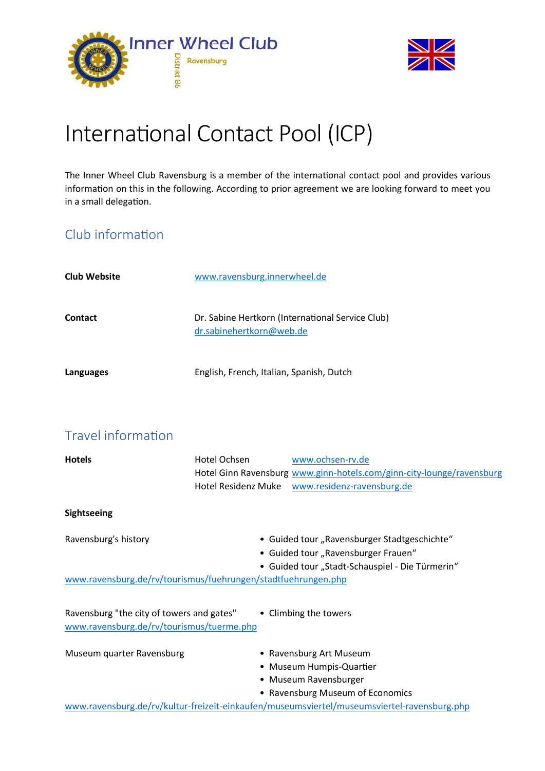Inner Wheel Club
Ravensburg
Distrikt 86

# International Contact Pool (ICP)

The Inner Wheel Club Ravensburg is a member of the international contact pool and provides various information on this in the following. According to prior agreement we are looking forward to meet you in a small delegation.

## Club information

**Club Website** — www.ravensburg.innerwheel.de

**Contact** — Dr. Sabine Hertkorn (International Service Club)
dr.sabinehertkorn@web.de

**Languages** — English, French, Italian, Spanish, Dutch

## Travel information

**Hotels**

| | |
|---|---|
| Hotel Ochsen | www.ochsen-rv.de |
| Hotel Ginn Ravensburg | www.ginn-hotels.com/ginn-city-lounge/ravensburg |
| Hotel Residenz Muke | www.residenz-ravensburg.de |

**Sightseeing**

Ravensburg's history

- Guided tour „Ravensburger Stadtgeschichte"
- Guided tour „Ravensburger Frauen"
- Guided tour „Stadt-Schauspiel - Die Türmerin"

www.ravensburg.de/rv/tourismus/fuehrungen/stadtfuehrungen.php

Ravensburg "the city of towers and gates"

- Climbing the towers

www.ravensburg.de/rv/tourismus/tuerme.php

Museum quarter Ravensburg

- Ravensburg Art Museum
- Museum Humpis-Quartier
- Museum Ravensburger
- Ravensburg Museum of Economics

www.ravensburg.de/rv/kultur-freizeit-einkaufen/museumsviertel/museumsviertel-ravensburg.php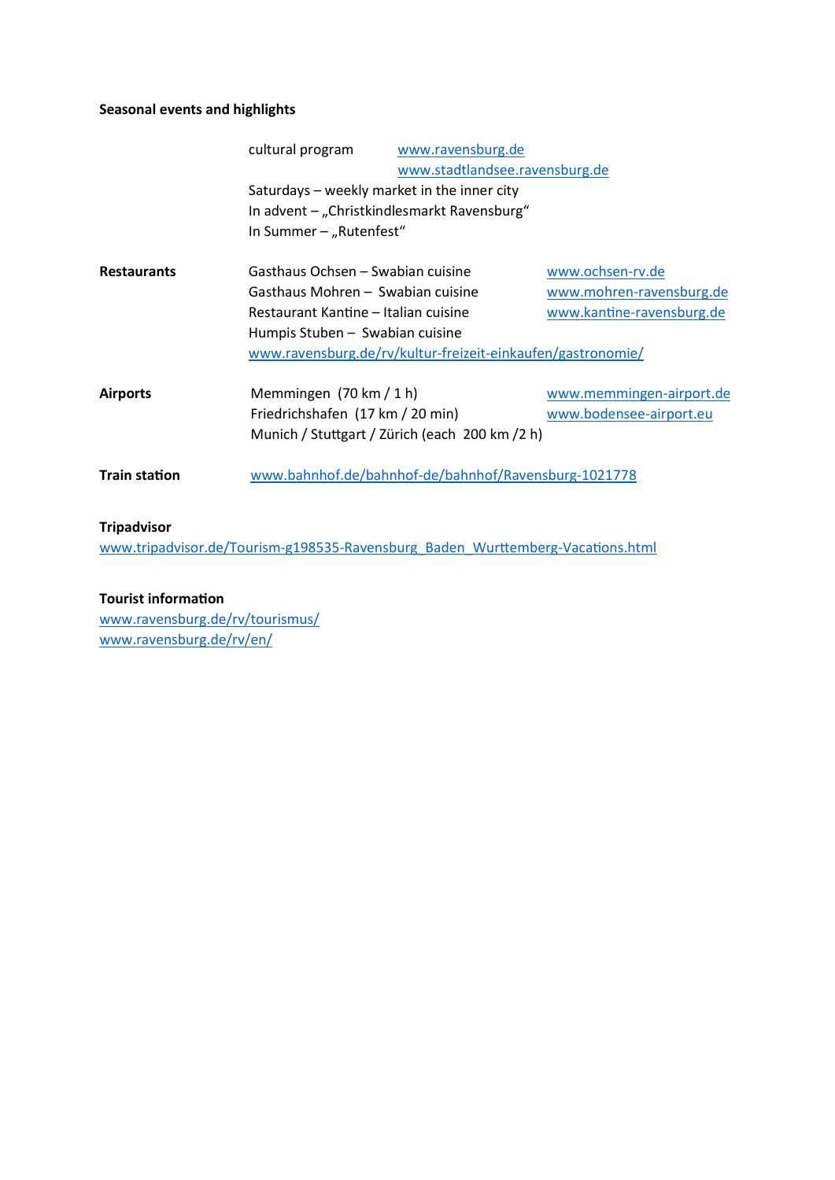**Seasonal events and highlights**

| | | |
|---|---|---|
| | cultural program | www.ravensburg.de |
| | | www.stadtlandsee.ravensburg.de |
| | Saturdays – weekly market in the inner city | |
| | In advent – „Christkindlesmarkt Ravensburg" | |
| | In Summer – „Rutenfest" | |
| **Restaurants** | Gasthaus Ochsen – Swabian cuisine | www.ochsen-rv.de |
| | Gasthaus Mohren – Swabian cuisine | www.mohren-ravensburg.de |
| | Restaurant Kantine – Italian cuisine | www.kantine-ravensburg.de |
| | Humpis Stuben – Swabian cuisine | |
| | www.ravensburg.de/rv/kultur-freizeit-einkaufen/gastronomie/ | |
| **Airports** | Memmingen (70 km / 1 h) | www.memmingen-airport.de |
| | Friedrichshafen (17 km / 20 min) | www.bodensee-airport.eu |
| | Munich / Stuttgart / Zürich (each 200 km /2 h) | |
| **Train station** | www.bahnhof.de/bahnhof-de/bahnhof/Ravensburg-1021778 | |

**Tripadvisor**

www.tripadvisor.de/Tourism-g198535-Ravensburg_Baden_Wurttemberg-Vacations.html

**Tourist information**

www.ravensburg.de/rv/tourismus/

www.ravensburg.de/rv/en/